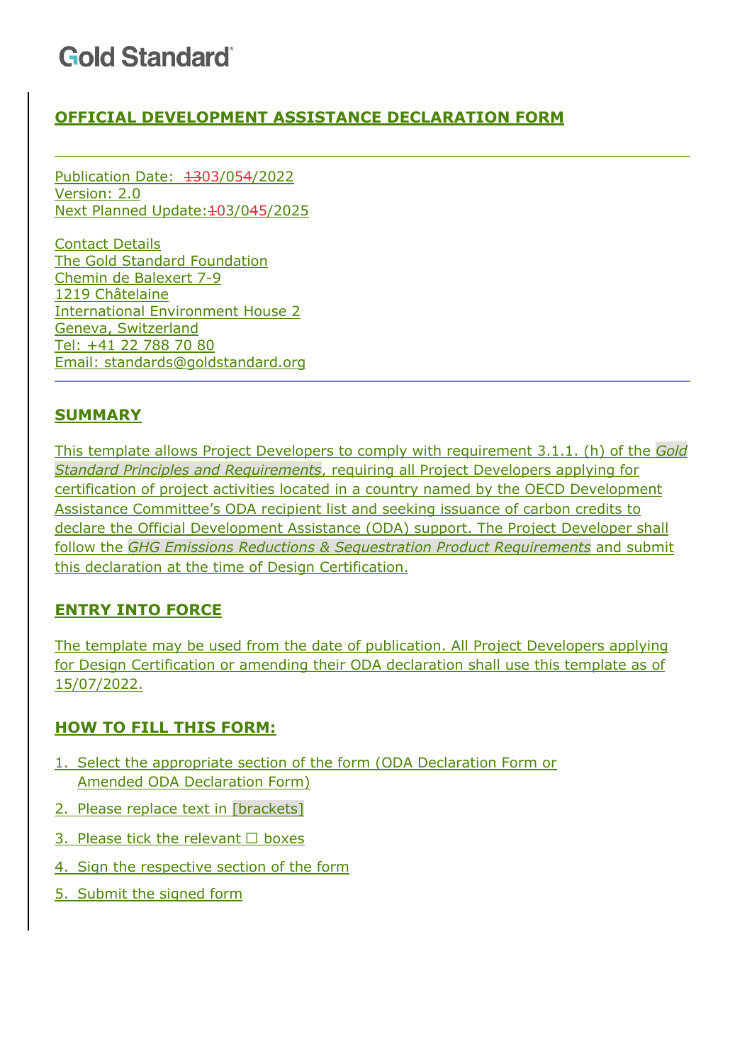## OFFICIAL DEVELOPMENT ASSISTANCE DECLARATION FORM

---

Publication Date: ~~13~~03/0~~5~~4/2022
Version: 2.0
Next Planned Update: ~~1~~03/04~~5~~/2025

Contact Details
The Gold Standard Foundation
Chemin de Balexert 7-9
1219 Châtelaine
International Environment House 2
Geneva, Switzerland
Tel: +41 22 788 70 80
Email: standards@goldstandard.org

---

## SUMMARY

This template allows Project Developers to comply with requirement 3.1.1. (h) of the *Gold Standard Principles and Requirements*, requiring all Project Developers applying for certification of project activities located in a country named by the OECD Development Assistance Committee's ODA recipient list and seeking issuance of carbon credits to declare the Official Development Assistance (ODA) support. The Project Developer shall follow the *GHG Emissions Reductions & Sequestration Product Requirements* and submit this declaration at the time of Design Certification.

## ENTRY INTO FORCE

The template may be used from the date of publication. All Project Developers applying for Design Certification or amending their ODA declaration shall use this template as of 15/07/2022.

## HOW TO FILL THIS FORM:

1. Select the appropriate section of the form (ODA Declaration Form or Amended ODA Declaration Form)
2. Please replace text in [brackets]
3. Please tick the relevant ☐ boxes
4. Sign the respective section of the form
5. Submit the signed form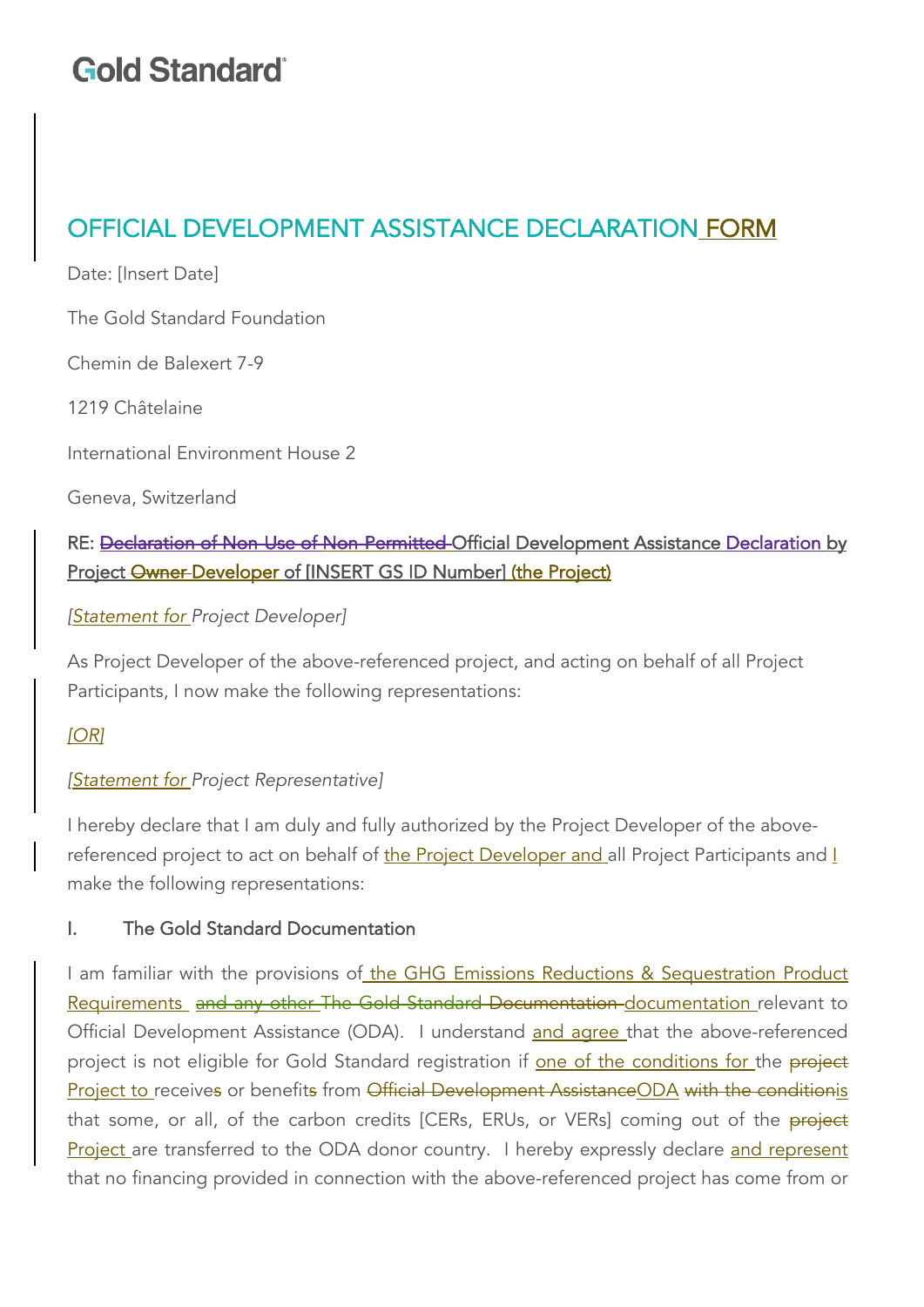# OFFICIAL DEVELOPMENT ASSISTANCE DECLARATION FORM

Date: [Insert Date]

The Gold Standard Foundation

Chemin de Balexert 7-9

1219 Châtelaine

International Environment House 2

Geneva, Switzerland

**RE: ~~Declaration of Non-Use of Non-Permitted~~ Official Development Assistance Declaration by Project ~~Owner~~ Developer of [INSERT GS ID Number] (the Project)**

*[Statement for Project Developer]*

As Project Developer of the above-referenced project, and acting on behalf of all Project Participants, I now make the following representations:

*[OR]*

*[Statement for Project Representative]*

I hereby declare that I am duly and fully authorized by the Project Developer of the above-referenced project to act on behalf of the Project Developer and all Project Participants and I make the following representations:

## I. The Gold Standard Documentation

I am familiar with the provisions of the GHG Emissions Reductions & Sequestration Product Requirements ~~and any other The Gold Standard Documentation~~ documentation relevant to Official Development Assistance (ODA). I understand and agree that the above-referenced project is not eligible for Gold Standard registration if one of the conditions for the ~~project~~ Project to receive~~s~~ or benefit~~s~~ from ~~Official Development Assistance~~ODA ~~with the condition~~is that some, or all, of the carbon credits [CERs, ERUs, or VERs] coming out of the ~~project~~ Project are transferred to the ODA donor country. I hereby expressly declare and represent that no financing provided in connection with the above-referenced project has come from or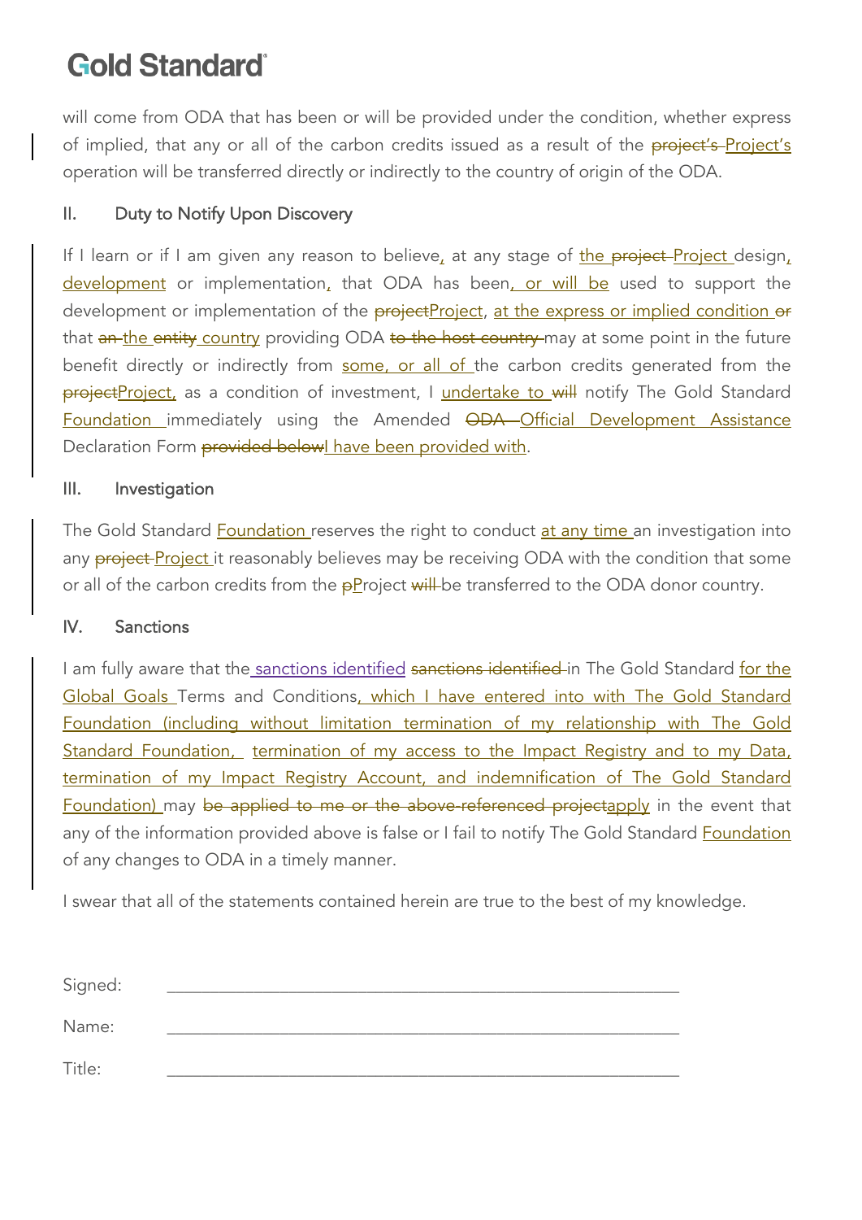will come from ODA that has been or will be provided under the condition, whether express of implied, that any or all of the carbon credits issued as a result of the ~~project's~~ Project's operation will be transferred directly or indirectly to the country of origin of the ODA.

## II. Duty to Notify Upon Discovery

If I learn or if I am given any reason to believe, at any stage of the ~~project~~ Project design, development or implementation, that ODA has been, or will be used to support the development or implementation of the ~~project~~Project, at the express or implied condition ~~or~~ that ~~an~~ the ~~entity~~ country providing ODA ~~to the host country~~ may at some point in the future benefit directly or indirectly from some, or all of the carbon credits generated from the ~~project~~Project, as a condition of investment, I undertake to ~~will~~ notify The Gold Standard Foundation immediately using the Amended ~~ODA~~ Official Development Assistance Declaration Form ~~provided below~~I have been provided with.

## III. Investigation

The Gold Standard Foundation reserves the right to conduct at any time an investigation into any ~~project~~ Project it reasonably believes may be receiving ODA with the condition that some or all of the carbon credits from the ~~p~~Project ~~will~~ be transferred to the ODA donor country.

## IV. Sanctions

I am fully aware that the sanctions identified ~~sanctions identified~~ in The Gold Standard for the Global Goals Terms and Conditions, which I have entered into with The Gold Standard Foundation (including without limitation termination of my relationship with The Gold Standard Foundation, termination of my access to the Impact Registry and to my Data, termination of my Impact Registry Account, and indemnification of The Gold Standard Foundation) may ~~be applied to me or the above-referenced project~~apply in the event that any of the information provided above is false or I fail to notify The Gold Standard Foundation of any changes to ODA in a timely manner.

I swear that all of the statements contained herein are true to the best of my knowledge.

Signed: ____________________________________________

Name: ____________________________________________

Title: ____________________________________________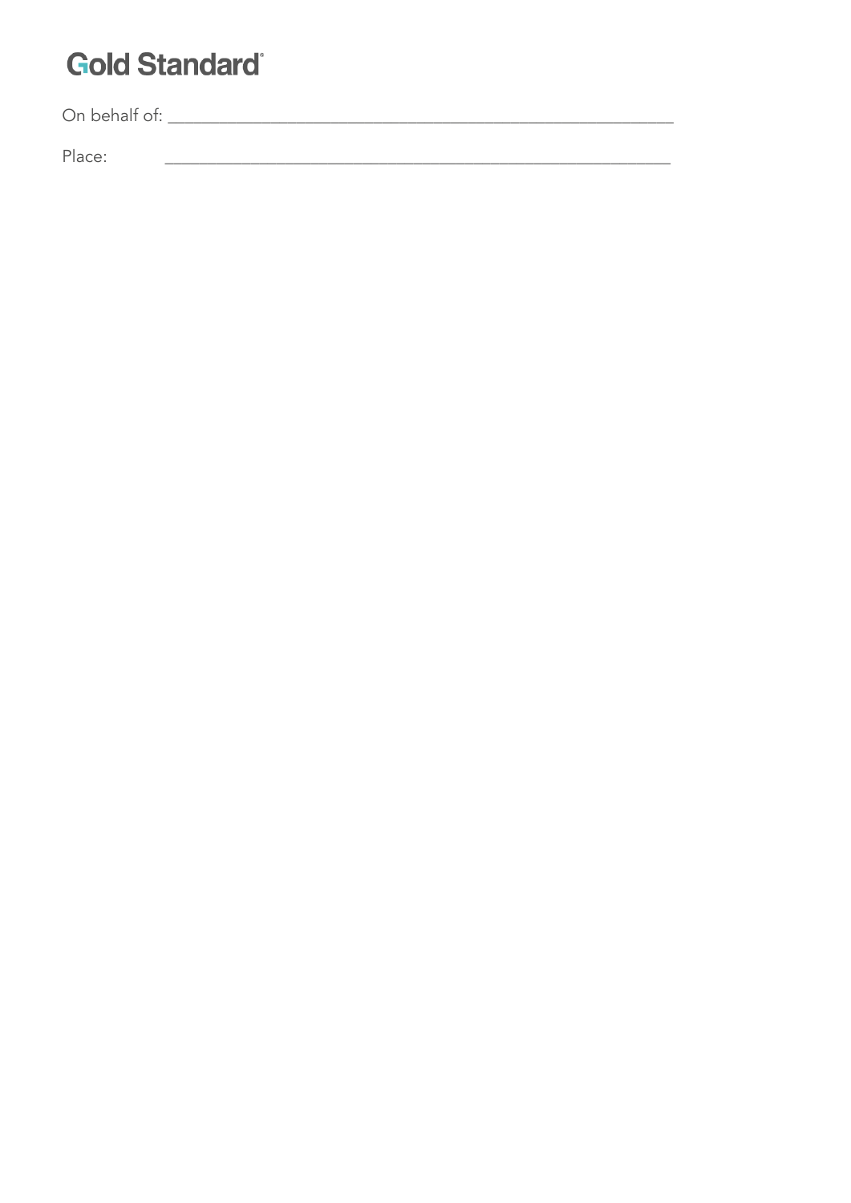On behalf of: ___________________________________________________________

Place: ___________________________________________________________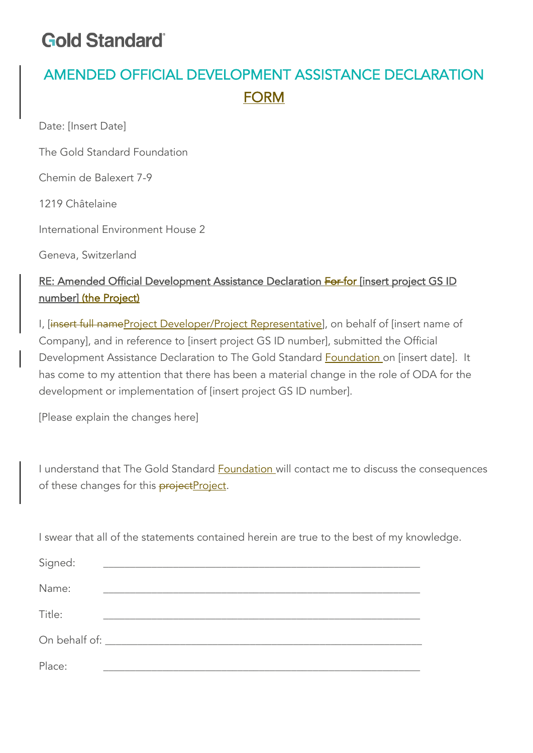Gold Standard

# AMENDED OFFICIAL DEVELOPMENT ASSISTANCE DECLARATION FORM

Date: [Insert Date]

The Gold Standard Foundation

Chemin de Balexert 7-9

1219 Châtelaine

International Environment House 2

Geneva, Switzerland

RE: Amended Official Development Assistance Declaration ~~For~~ for [insert project GS ID number] (the Project)

I, [~~insert full name~~Project Developer/Project Representative], on behalf of [insert name of Company], and in reference to [insert project GS ID number], submitted the Official Development Assistance Declaration to The Gold Standard Foundation on [insert date]. It has come to my attention that there has been a material change in the role of ODA for the development or implementation of [insert project GS ID number].

[Please explain the changes here]

I understand that The Gold Standard Foundation will contact me to discuss the consequences of these changes for this ~~project~~Project.

I swear that all of the statements contained herein are true to the best of my knowledge.

Signed: ____________________________________________________________

Name: ____________________________________________________________

Title: ____________________________________________________________

On behalf of: ____________________________________________________________

Place: ____________________________________________________________